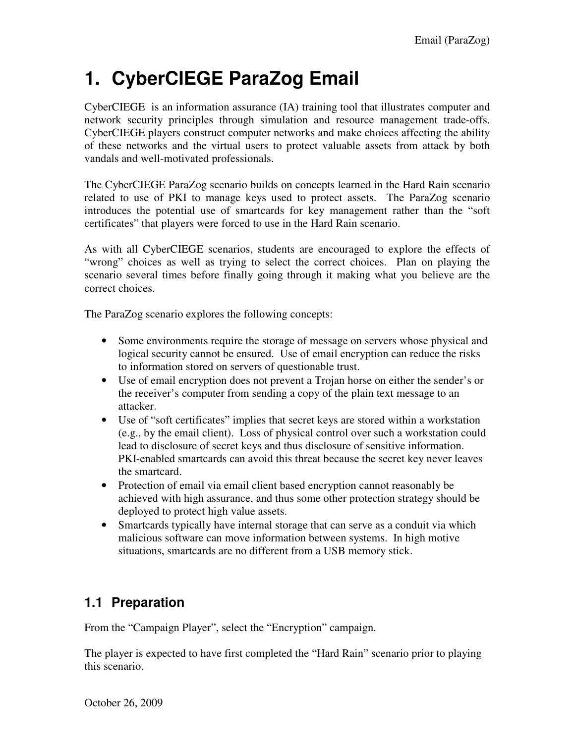# 1. CyberCIEGE ParaZog Email

CyberCIEGE is an information assurance (IA) training tool that illustrates computer and network security principles through simulation and resource management trade-offs. CyberCIEGE players construct computer networks and make choices affecting the ability of these networks and the virtual users to protect valuable assets from attack by both vandals and well-motivated professionals.

The CyberCIEGE ParaZog scenario builds on concepts learned in the Hard Rain scenario related to use of PKI to manage keys used to protect assets. The ParaZog scenario introduces the potential use of smartcards for key management rather than the "soft certificates" that players were forced to use in the Hard Rain scenario.

As with all CyberCIEGE scenarios, students are encouraged to explore the effects of "wrong" choices as well as trying to select the correct choices. Plan on playing the scenario several times before finally going through it making what you believe are the correct choices.

The ParaZog scenario explores the following concepts:

- Some environments require the storage of message on servers whose physical and logical security cannot be ensured. Use of email encryption can reduce the risks to information stored on servers of questionable trust.
- Use of email encryption does not prevent a Trojan horse on either the sender's or the receiver's computer from sending a copy of the plain text message to an attacker.
- Use of "soft certificates" implies that secret keys are stored within a workstation (e.g., by the email client). Loss of physical control over such a workstation could lead to disclosure of secret keys and thus disclosure of sensitive information. PKI-enabled smartcards can avoid this threat because the secret key never leaves the smartcard.
- Protection of email via email client based encryption cannot reasonably be achieved with high assurance, and thus some other protection strategy should be deployed to protect high value assets.
- Smartcards typically have internal storage that can serve as a conduit via which malicious software can move information between systems. In high motive situations, smartcards are no different from a USB memory stick.

## 1.1 Preparation

From the "Campaign Player", select the "Encryption" campaign.

The player is expected to have first completed the "Hard Rain" scenario prior to playing this scenario.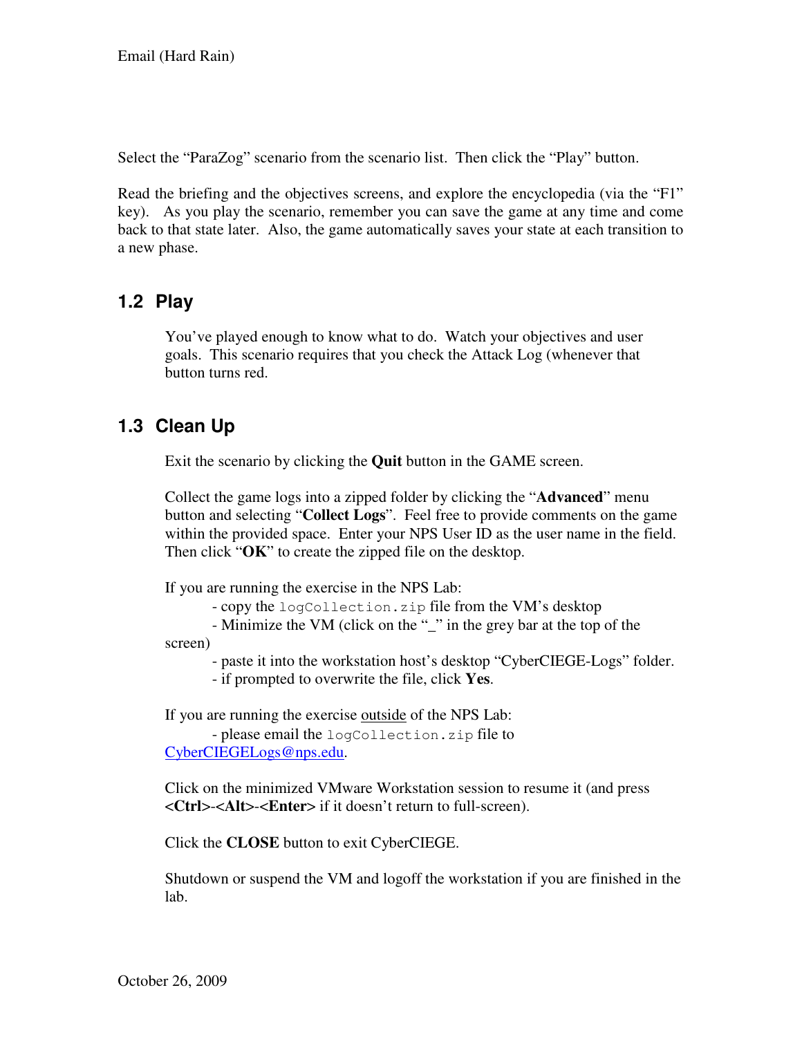Select the "ParaZog" scenario from the scenario list. Then click the "Play" button.

Read the briefing and the objectives screens, and explore the encyclopedia (via the "F1" key). As you play the scenario, remember you can save the game at any time and come back to that state later. Also, the game automatically saves your state at each transition to a new phase.

## 1.2 Play

You've played enough to know what to do. Watch your objectives and user goals. This scenario requires that you check the Attack Log (whenever that button turns red.

## 1.3 Clean Up

Exit the scenario by clicking the **Quit** button in the GAME screen.

Collect the game logs into a zipped folder by clicking the "**Advanced**" menu button and selecting "**Collect Logs**". Feel free to provide comments on the game within the provided space. Enter your NPS User ID as the user name in the field. Then click "**OK**" to create the zipped file on the desktop.

If you are running the exercise in the NPS Lab:

- copy the `logCollection.zip` file from the VM's desktop
- Minimize the VM (click on the "_" in the grey bar at the top of the screen)
- paste it into the workstation host's desktop "CyberCIEGE-Logs" folder.
- if prompted to overwrite the file, click **Yes**.

If you are running the exercise <u>outside</u> of the NPS Lab:

- please email the `logCollection.zip` file to [CyberCIEGELogs@nps.edu](mailto:CyberCIEGELogs@nps.edu).

Click on the minimized VMware Workstation session to resume it (and press **<Ctrl>-<Alt>-<Enter>** if it doesn't return to full-screen).

Click the **CLOSE** button to exit CyberCIEGE.

Shutdown or suspend the VM and logoff the workstation if you are finished in the lab.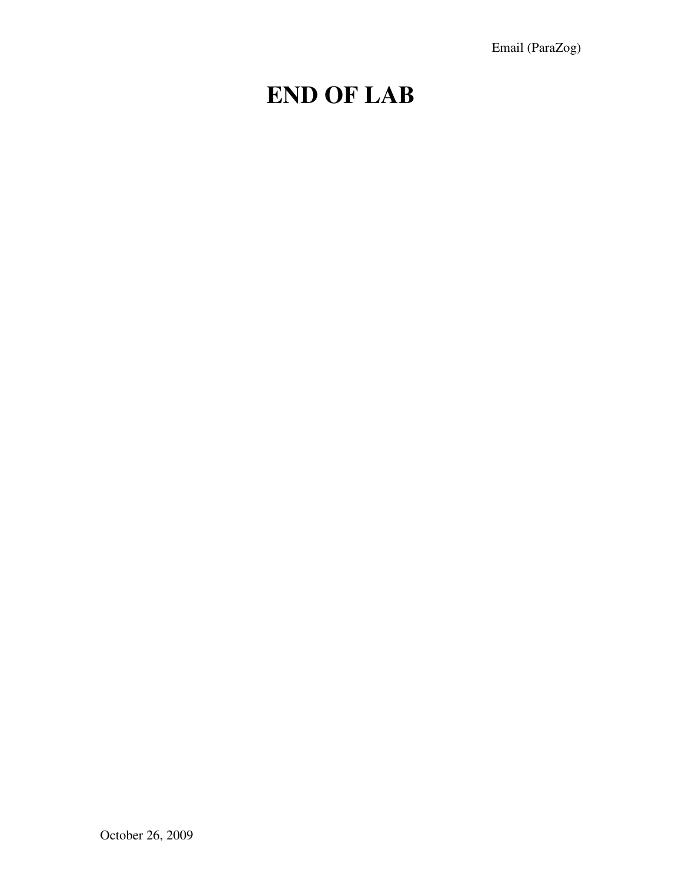# END OF LAB